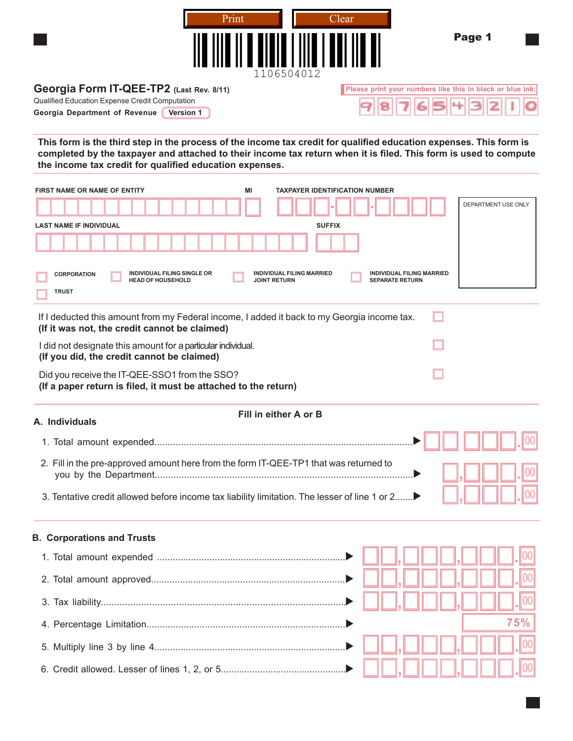Print | Clear

1106504012

Page 1

# Georgia Form IT-QEE-TP2 (Last Rev. 8/11)

Qualified Education Expense Credit Computation

**Georgia Department of Revenue** Version 1

Please print your numbers like this in black or blue ink: 9 8 7 6 5 4 3 2 1 0

**This form is the third step in the process of the income tax credit for qualified education expenses. This form is completed by the taxpayer and attached to their income tax return when it is filed. This form is used to compute the income tax credit for qualified education expenses.**

FIRST NAME OR NAME OF ENTITY | MI | TAXPAYER IDENTIFICATION NUMBER

LAST NAME IF INDIVIDUAL | SUFFIX

DEPARTMENT USE ONLY

☐ CORPORATION ☐ INDIVIDUAL FILING SINGLE OR HEAD OF HOUSEHOLD ☐ INDIVIDUAL FILING MARRIED JOINT RETURN ☐ INDIVIDUAL FILING MARRIED SEPARATE RETURN

☐ TRUST

If I deducted this amount from my Federal income, I added it back to my Georgia income tax. ☐
**(If it was not, the credit cannot be claimed)**

I did not designate this amount for a particular individual. ☐
**(If you did, the credit cannot be claimed)**

Did you receive the IT-QEE-SSO1 from the SSO? ☐
**(If a paper return is filed, it must be attached to the return)**

**Fill in either A or B**

## A. Individuals

1. Total amount expended.......................................................................................... ▶ .00
2. Fill in the pre-approved amount here from the form IT-QEE-TP1 that was returned to you by the Department.......................................................................................... ▶ .00
3. Tentative credit allowed before income tax liability limitation. The lesser of line 1 or 2....... ▶ .00

## B. Corporations and Trusts

1. Total amount expended .................................................................. ▶ .00
2. Total amount approved.................................................................... ▶ .00
3. Tax liability......................................................................................... ▶ .00
4. Percentage Limitation....................................................................... ▶ 75%
5. Multiply line 3 by line 4..................................................................... ▶ .00
6. Credit allowed. Lesser of lines 1, 2, or 5......................................... ▶ .00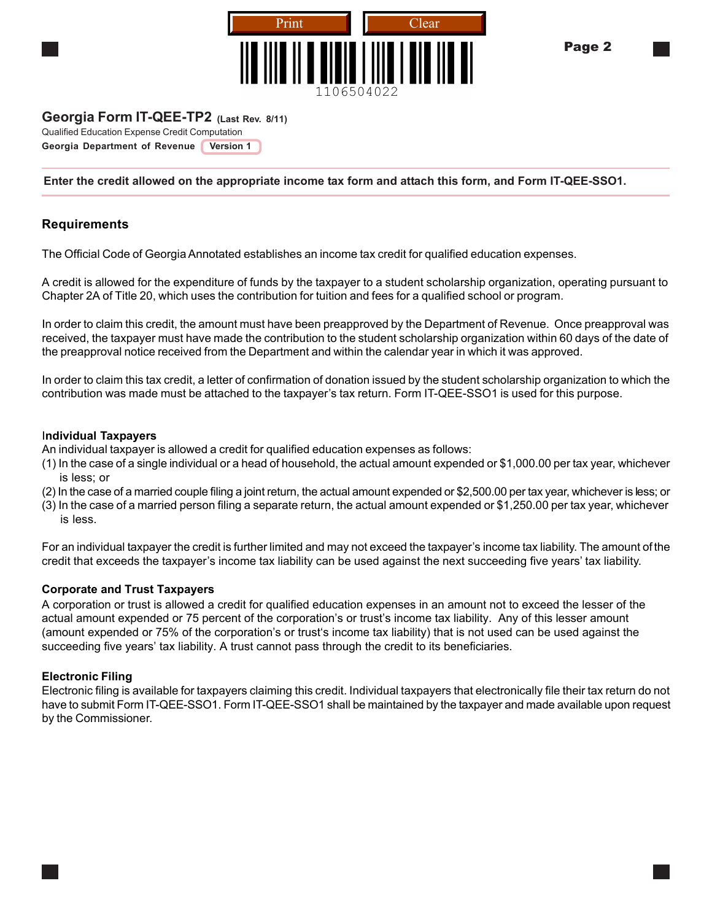## Georgia Form IT-QEE-TP2 (Last Rev. 8/11)

Qualified Education Expense Credit Computation

**Georgia Department of Revenue** Version 1

**Enter the credit allowed on the appropriate income tax form and attach this form, and Form IT-QEE-SSO1.**

### Requirements

The Official Code of Georgia Annotated establishes an income tax credit for qualified education expenses.

A credit is allowed for the expenditure of funds by the taxpayer to a student scholarship organization, operating pursuant to Chapter 2A of Title 20, which uses the contribution for tuition and fees for a qualified school or program.

In order to claim this credit, the amount must have been preapproved by the Department of Revenue. Once preapproval was received, the taxpayer must have made the contribution to the student scholarship organization within 60 days of the date of the preapproval notice received from the Department and within the calendar year in which it was approved.

In order to claim this tax credit, a letter of confirmation of donation issued by the student scholarship organization to which the contribution was made must be attached to the taxpayer's tax return. Form IT-QEE-SSO1 is used for this purpose.

**Individual Taxpayers**

An individual taxpayer is allowed a credit for qualified education expenses as follows:

(1) In the case of a single individual or a head of household, the actual amount expended or $1,000.00 per tax year, whichever is less; or

(2) In the case of a married couple filing a joint return, the actual amount expended or $2,500.00 per tax year, whichever is less; or

(3) In the case of a married person filing a separate return, the actual amount expended or $1,250.00 per tax year, whichever is less.

For an individual taxpayer the credit is further limited and may not exceed the taxpayer's income tax liability. The amount of the credit that exceeds the taxpayer's income tax liability can be used against the next succeeding five years' tax liability.

**Corporate and Trust Taxpayers**

A corporation or trust is allowed a credit for qualified education expenses in an amount not to exceed the lesser of the actual amount expended or 75 percent of the corporation's or trust's income tax liability. Any of this lesser amount (amount expended or 75% of the corporation's or trust's income tax liability) that is not used can be used against the succeeding five years' tax liability. A trust cannot pass through the credit to its beneficiaries.

**Electronic Filing**

Electronic filing is available for taxpayers claiming this credit. Individual taxpayers that electronically file their tax return do not have to submit Form IT-QEE-SSO1. Form IT-QEE-SSO1 shall be maintained by the taxpayer and made available upon request by the Commissioner.